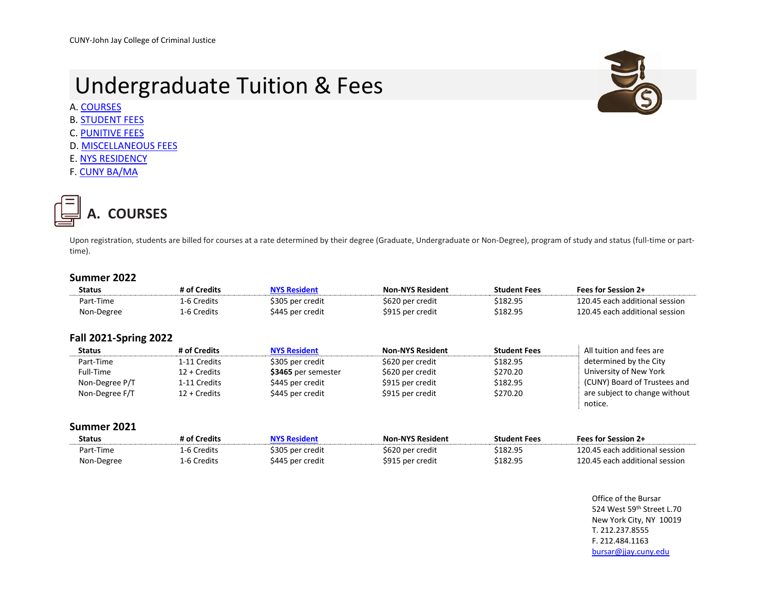CUNY-John Jay College of Criminal Justice

# Undergraduate Tuition & Fees

A. COURSES
B. STUDENT FEES
C. PUNITIVE FEES
D. MISCELLANEOUS FEES
E. NYS RESIDENCY
F. CUNY BA/MA

## A. COURSES

Upon registration, students are billed for courses at a rate determined by their degree (Graduate, Undergraduate or Non-Degree), program of study and status (full-time or part-time).

### Summer 2022

| Status | # of Credits | NYS Resident | Non-NYS Resident | Student Fees | Fees for Session 2+ |
|---|---|---|---|---|---|
| Part-Time | 1-6 Credits | $305 per credit | $620 per credit | $182.95 | 120.45 each additional session |
| Non-Degree | 1-6 Credits | $445 per credit | $915 per credit | $182.95 | 120.45 each additional session |

### Fall 2021-Spring 2022

| Status | # of Credits | NYS Resident | Non-NYS Resident | Student Fees |
|---|---|---|---|---|
| Part-Time | 1-11 Credits | $305 per credit | $620 per credit | $182.95 |
| Full-Time | 12 + Credits | **$3465** per semester | $620 per credit | $270.20 |
| Non-Degree P/T | 1-11 Credits | $445 per credit | $915 per credit | $182.95 |
| Non-Degree F/T | 12 + Credits | $445 per credit | $915 per credit | $270.20 |

All tuition and fees are determined by the City University of New York (CUNY) Board of Trustees and are subject to change without notice.

### Summer 2021

| Status | # of Credits | NYS Resident | Non-NYS Resident | Student Fees | Fees for Session 2+ |
|---|---|---|---|---|---|
| Part-Time | 1-6 Credits | $305 per credit | $620 per credit | $182.95 | 120.45 each additional session |
| Non-Degree | 1-6 Credits | $445 per credit | $915 per credit | $182.95 | 120.45 each additional session |

Office of the Bursar
524 West 59th Street L.70
New York City, NY 10019
T. 212.237.8555
F. 212.484.1163
bursar@jjay.cuny.edu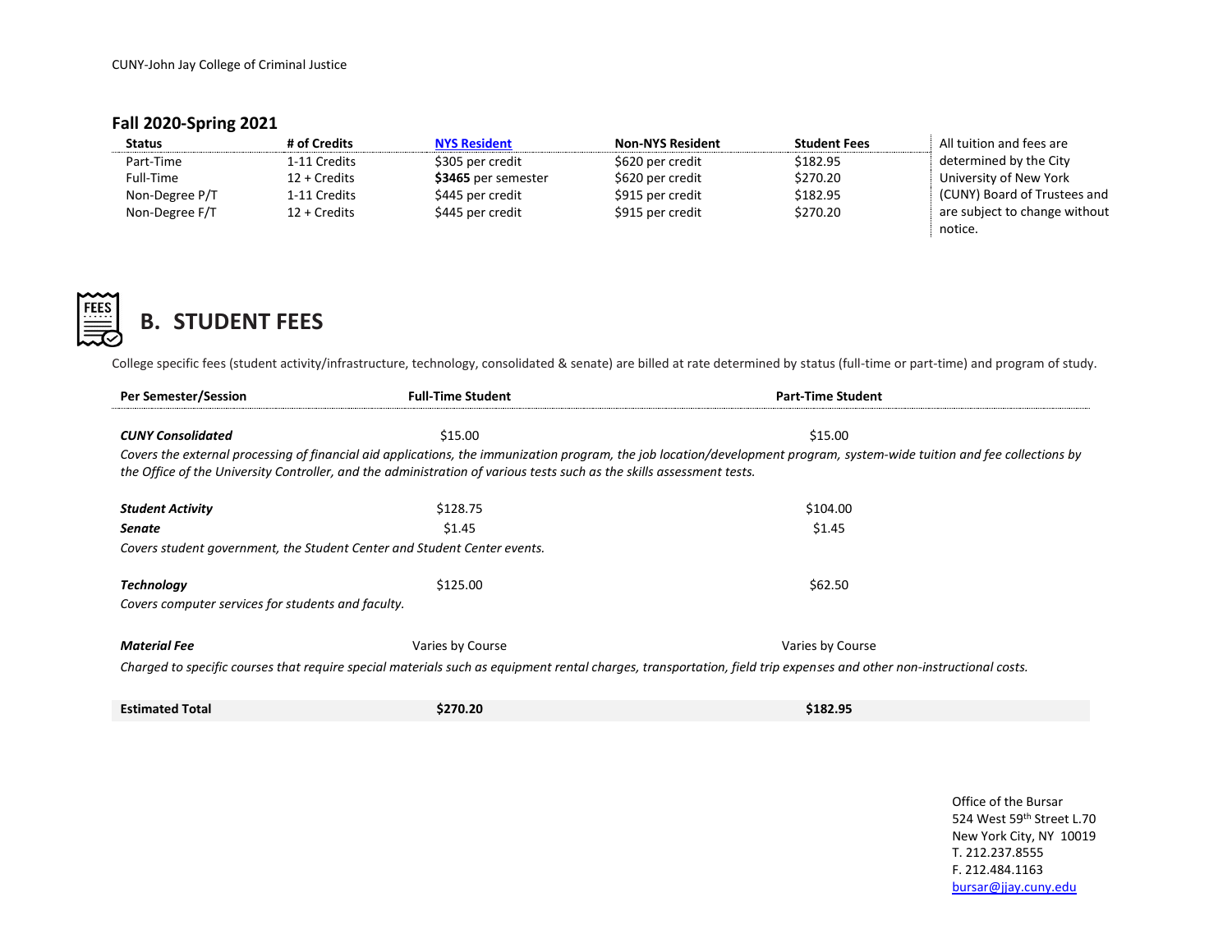## Fall 2020-Spring 2021

| Status | # of Credits | NYS Resident | Non-NYS Resident | Student Fees |
|---|---|---|---|---|
| Part-Time | 1-11 Credits | $305 per credit | $620 per credit | $182.95 |
| Full-Time | 12 + Credits | **$3465** per semester | $620 per credit | $270.20 |
| Non-Degree P/T | 1-11 Credits | $445 per credit | $915 per credit | $182.95 |
| Non-Degree F/T | 12 + Credits | $445 per credit | $915 per credit | $270.20 |

All tuition and fees are determined by the City University of New York (CUNY) Board of Trustees and are subject to change without notice.

# B. STUDENT FEES

College specific fees (student activity/infrastructure, technology, consolidated & senate) are billed at rate determined by status (full-time or part-time) and program of study.

| Per Semester/Session | Full-Time Student | Part-Time Student |
|---|---|---|
| ***CUNY Consolidated*** | $15.00 | $15.00 |
| *Covers the external processing of financial aid applications, the immunization program, the job location/development program, system-wide tuition and fee collections by the Office of the University Controller, and the administration of various tests such as the skills assessment tests.* | | |
| ***Student Activity*** | $128.75 | $104.00 |
| ***Senate*** | $1.45 | $1.45 |
| *Covers student government, the Student Center and Student Center events.* | | |
| ***Technology*** | $125.00 | $62.50 |
| *Covers computer services for students and faculty.* | | |
| ***Material Fee*** | Varies by Course | Varies by Course |
| *Charged to specific courses that require special materials such as equipment rental charges, transportation, field trip expenses and other non-instructional costs.* | | |
| **Estimated Total** | **$270.20** | **$182.95** |

Office of the Bursar
524 West 59th Street L.70
New York City, NY 10019
T. 212.237.8555
F. 212.484.1163
bursar@jjay.cuny.edu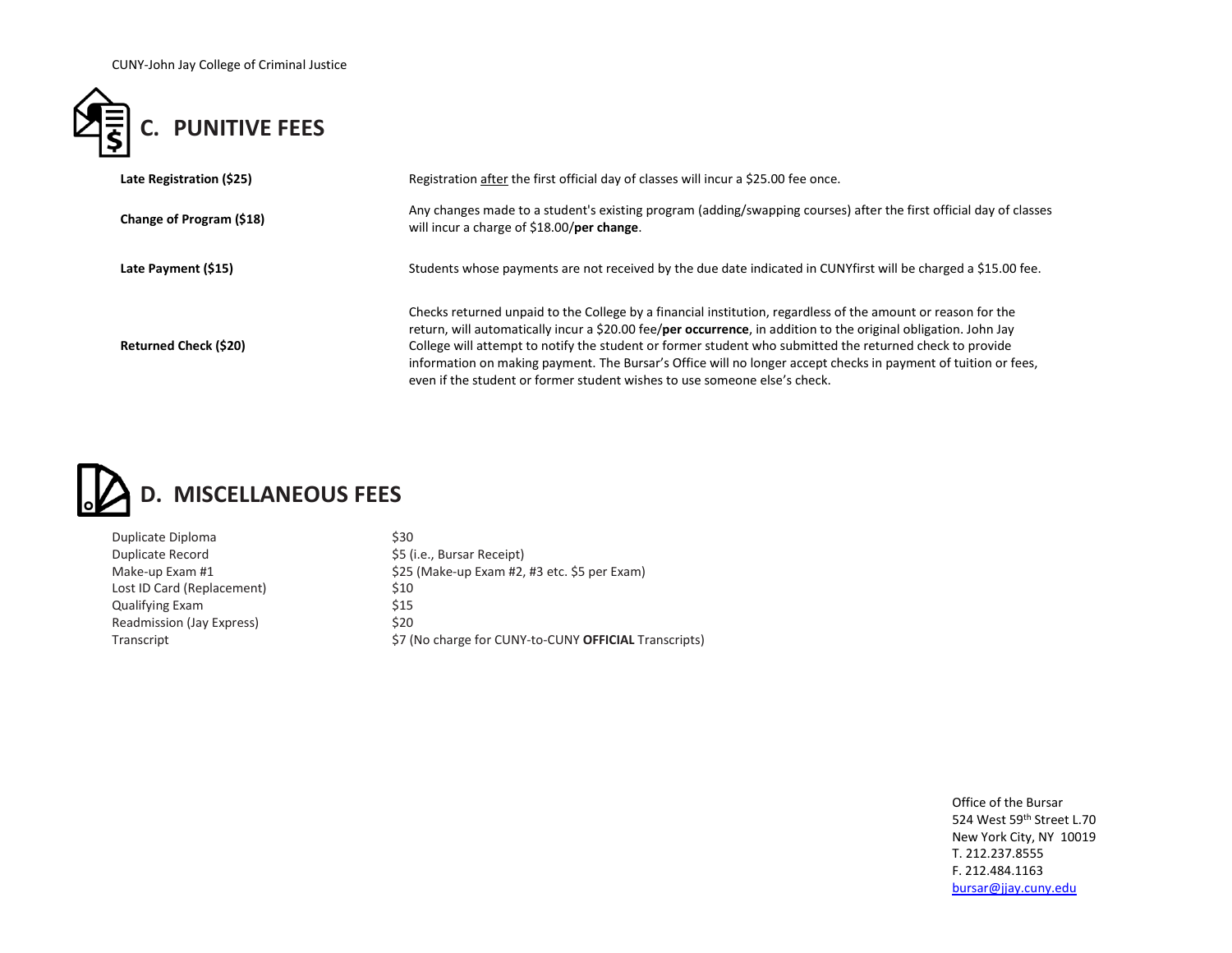## C. PUNITIVE FEES

| | |
|---|---|
| **Late Registration ($25)** | Registration after the first official day of classes will incur a $25.00 fee once. |
| **Change of Program ($18)** | Any changes made to a student's existing program (adding/swapping courses) after the first official day of classes will incur a charge of $18.00/**per change**. |
| **Late Payment ($15)** | Students whose payments are not received by the due date indicated in CUNYfirst will be charged a $15.00 fee. |
| **Returned Check ($20)** | Checks returned unpaid to the College by a financial institution, regardless of the amount or reason for the return, will automatically incur a $20.00 fee/**per occurrence**, in addition to the original obligation. John Jay College will attempt to notify the student or former student who submitted the returned check to provide information on making payment. The Bursar's Office will no longer accept checks in payment of tuition or fees, even if the student or former student wishes to use someone else's check. |

## D. MISCELLANEOUS FEES

| | |
|---|---|
| Duplicate Diploma | $30 |
| Duplicate Record | $5 (i.e., Bursar Receipt) |
| Make-up Exam #1 | $25 (Make-up Exam #2, #3 etc. $5 per Exam) |
| Lost ID Card (Replacement) | $10 |
| Qualifying Exam | $15 |
| Readmission (Jay Express) | $20 |
| Transcript | $7 (No charge for CUNY-to-CUNY **OFFICIAL** Transcripts) |

Office of the Bursar
524 West 59th Street L.70
New York City, NY 10019
T. 212.237.8555
F. 212.484.1163
bursar@jjay.cuny.edu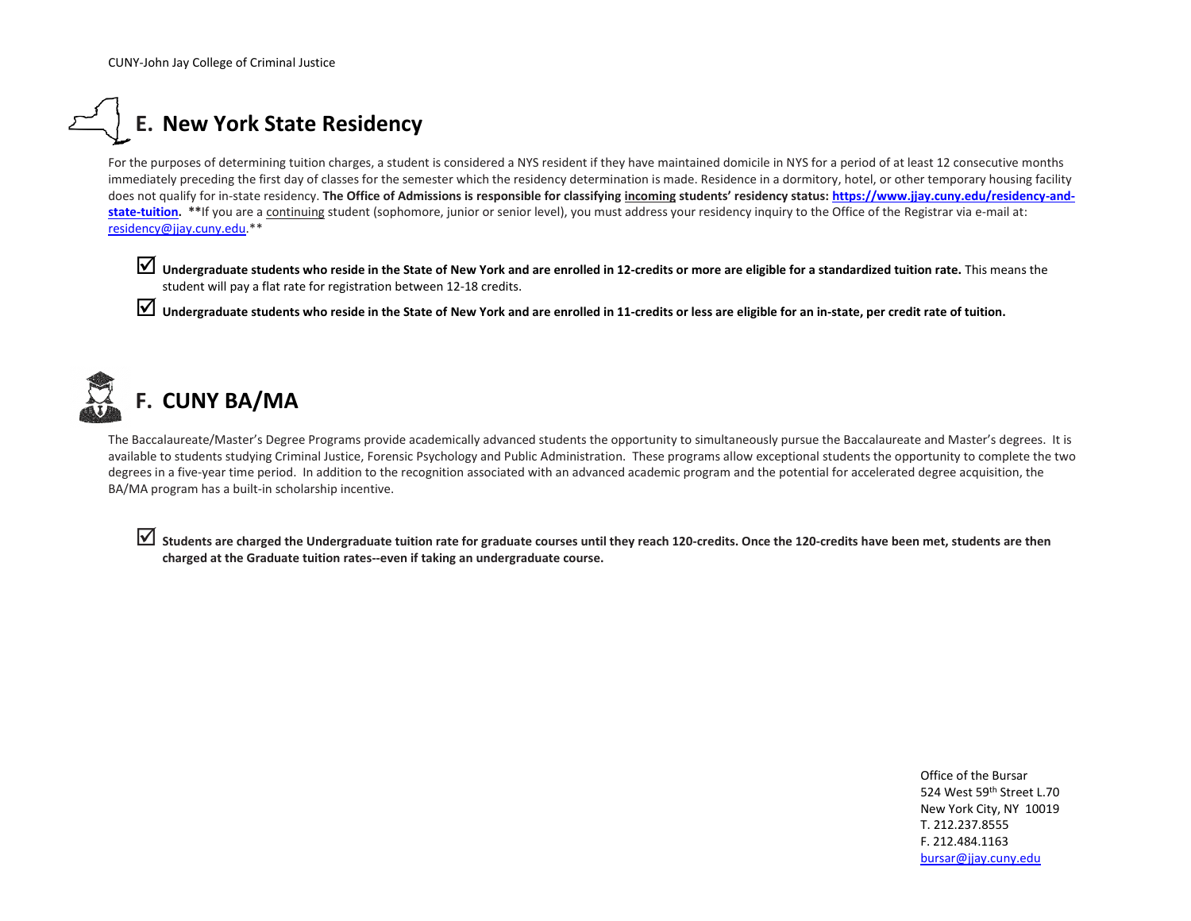## E. New York State Residency

For the purposes of determining tuition charges, a student is considered a NYS resident if they have maintained domicile in NYS for a period of at least 12 consecutive months immediately preceding the first day of classes for the semester which the residency determination is made. Residence in a dormitory, hotel, or other temporary housing facility does not qualify for in-state residency. **The Office of Admissions is responsible for classifying incoming students' residency status: https://www.jjay.cuny.edu/residency-and-state-tuition.** **If you are a continuing student (sophomore, junior or senior level), you must address your residency inquiry to the Office of the Registrar via e-mail at: residency@jjay.cuny.edu.**

- ☑ **Undergraduate students who reside in the State of New York and are enrolled in 12-credits or more are eligible for a standardized tuition rate.** This means the student will pay a flat rate for registration between 12-18 credits.
- ☑ **Undergraduate students who reside in the State of New York and are enrolled in 11-credits or less are eligible for an in-state, per credit rate of tuition.**

## F. CUNY BA/MA

The Baccalaureate/Master's Degree Programs provide academically advanced students the opportunity to simultaneously pursue the Baccalaureate and Master's degrees. It is available to students studying Criminal Justice, Forensic Psychology and Public Administration. These programs allow exceptional students the opportunity to complete the two degrees in a five-year time period. In addition to the recognition associated with an advanced academic program and the potential for accelerated degree acquisition, the BA/MA program has a built-in scholarship incentive.

- ☑ **Students are charged the Undergraduate tuition rate for graduate courses until they reach 120-credits. Once the 120-credits have been met, students are then charged at the Graduate tuition rates--even if taking an undergraduate course.**

Office of the Bursar
524 West 59th Street L.70
New York City, NY 10019
T. 212.237.8555
F. 212.484.1163
bursar@jjay.cuny.edu